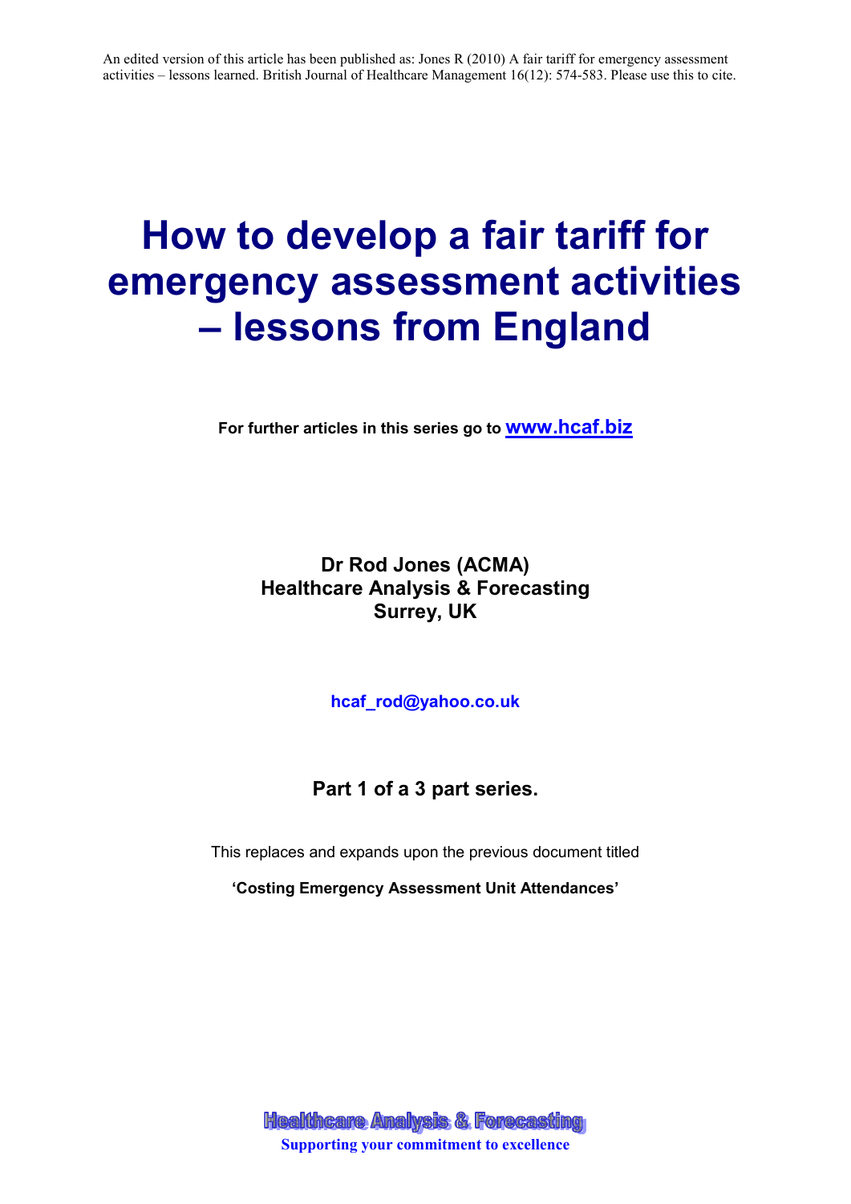An edited version of this article has been published as: Jones R (2010) A fair tariff for emergency assessment activities – lessons learned. British Journal of Healthcare Management 16(12): 574-583. Please use this to cite.

# How to develop a fair tariff for emergency assessment activities – lessons from England

**For further articles in this series go to [www.hcaf.biz](http://www.hcaf.biz)**

**Dr Rod Jones (ACMA)**
**Healthcare Analysis & Forecasting**
**Surrey, UK**

**hcaf_rod@yahoo.co.uk**

**Part 1 of a 3 part series.**

This replaces and expands upon the previous document titled

**'Costing Emergency Assessment Unit Attendances'**

**Healthcare Analysis & Forecasting**
**Supporting your commitment to excellence**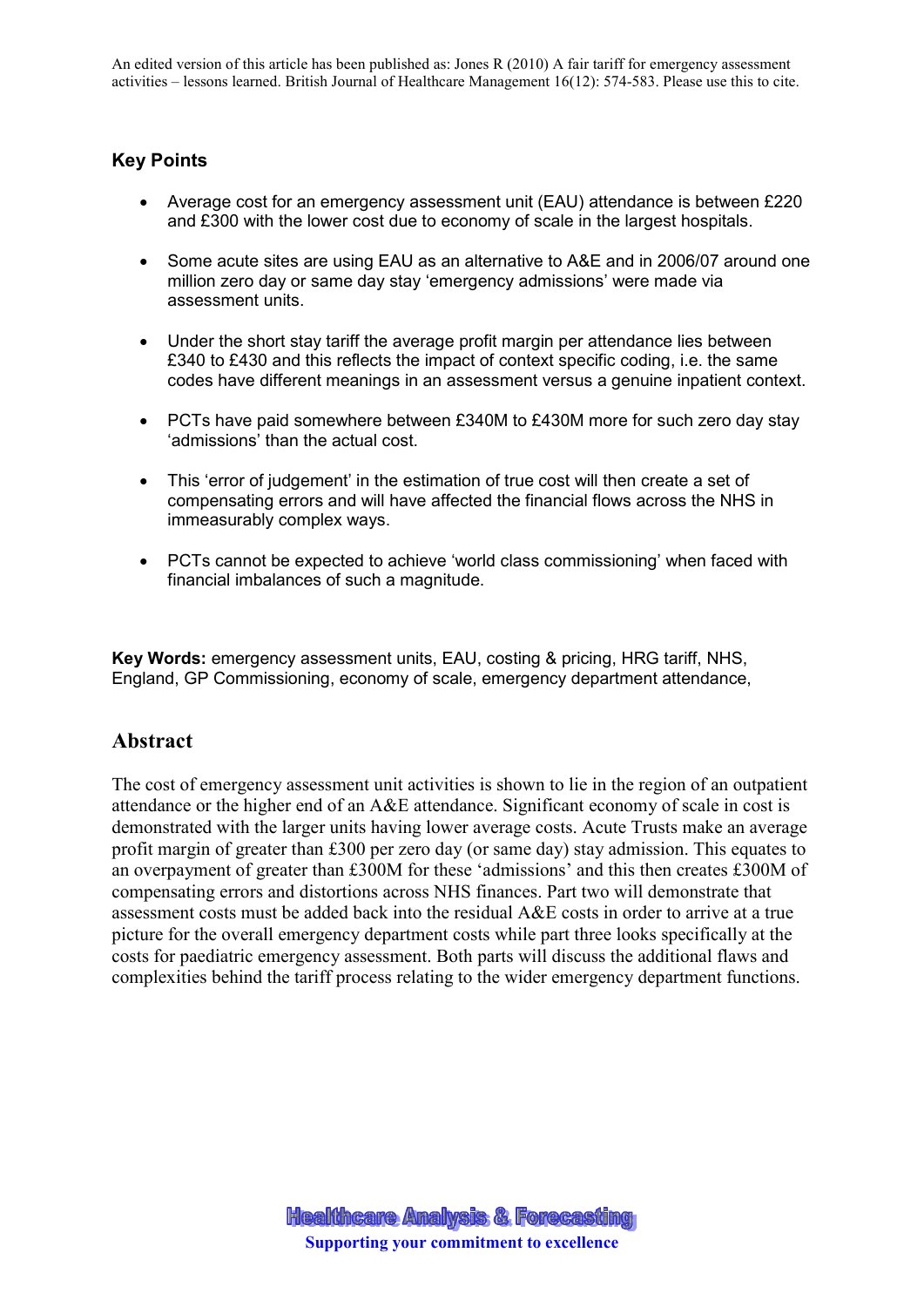## Key Points

- Average cost for an emergency assessment unit (EAU) attendance is between £220 and £300 with the lower cost due to economy of scale in the largest hospitals.
- Some acute sites are using EAU as an alternative to A&E and in 2006/07 around one million zero day or same day stay 'emergency admissions' were made via assessment units.
- Under the short stay tariff the average profit margin per attendance lies between £340 to £430 and this reflects the impact of context specific coding, i.e. the same codes have different meanings in an assessment versus a genuine inpatient context.
- PCTs have paid somewhere between £340M to £430M more for such zero day stay 'admissions' than the actual cost.
- This 'error of judgement' in the estimation of true cost will then create a set of compensating errors and will have affected the financial flows across the NHS in immeasurably complex ways.
- PCTs cannot be expected to achieve 'world class commissioning' when faced with financial imbalances of such a magnitude.

**Key Words:** emergency assessment units, EAU, costing & pricing, HRG tariff, NHS, England, GP Commissioning, economy of scale, emergency department attendance,

## Abstract

The cost of emergency assessment unit activities is shown to lie in the region of an outpatient attendance or the higher end of an A&E attendance. Significant economy of scale in cost is demonstrated with the larger units having lower average costs. Acute Trusts make an average profit margin of greater than £300 per zero day (or same day) stay admission. This equates to an overpayment of greater than £300M for these 'admissions' and this then creates £300M of compensating errors and distortions across NHS finances. Part two will demonstrate that assessment costs must be added back into the residual A&E costs in order to arrive at a true picture for the overall emergency department costs while part three looks specifically at the costs for paediatric emergency assessment. Both parts will discuss the additional flaws and complexities behind the tariff process relating to the wider emergency department functions.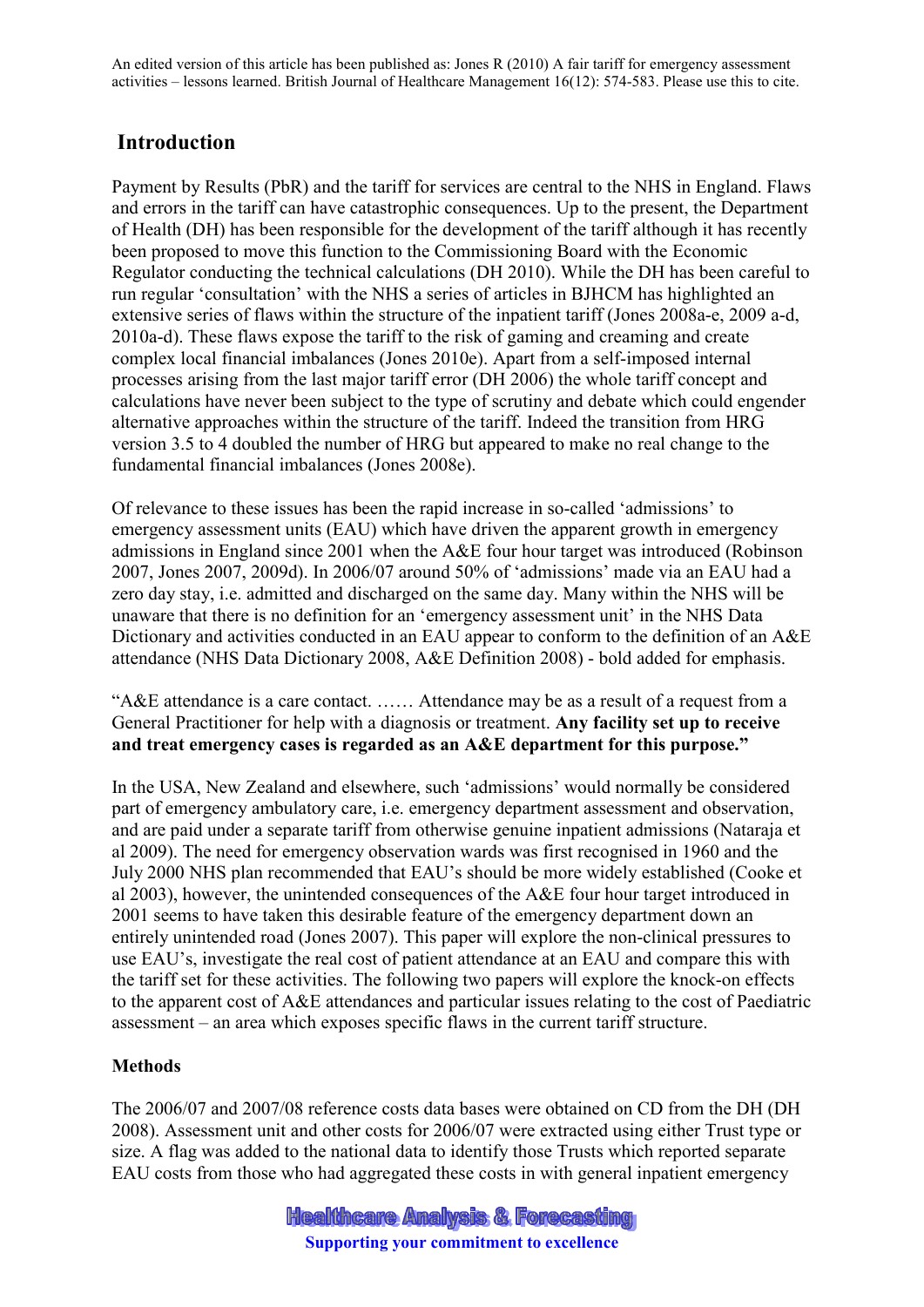## Introduction

Payment by Results (PbR) and the tariff for services are central to the NHS in England. Flaws and errors in the tariff can have catastrophic consequences. Up to the present, the Department of Health (DH) has been responsible for the development of the tariff although it has recently been proposed to move this function to the Commissioning Board with the Economic Regulator conducting the technical calculations (DH 2010). While the DH has been careful to run regular 'consultation' with the NHS a series of articles in BJHCM has highlighted an extensive series of flaws within the structure of the inpatient tariff (Jones 2008a-e, 2009 a-d, 2010a-d). These flaws expose the tariff to the risk of gaming and creaming and create complex local financial imbalances (Jones 2010e). Apart from a self-imposed internal processes arising from the last major tariff error (DH 2006) the whole tariff concept and calculations have never been subject to the type of scrutiny and debate which could engender alternative approaches within the structure of the tariff. Indeed the transition from HRG version 3.5 to 4 doubled the number of HRG but appeared to make no real change to the fundamental financial imbalances (Jones 2008e).

Of relevance to these issues has been the rapid increase in so-called 'admissions' to emergency assessment units (EAU) which have driven the apparent growth in emergency admissions in England since 2001 when the A&E four hour target was introduced (Robinson 2007, Jones 2007, 2009d). In 2006/07 around 50% of 'admissions' made via an EAU had a zero day stay, i.e. admitted and discharged on the same day. Many within the NHS will be unaware that there is no definition for an 'emergency assessment unit' in the NHS Data Dictionary and activities conducted in an EAU appear to conform to the definition of an A&E attendance (NHS Data Dictionary 2008, A&E Definition 2008) - bold added for emphasis.

"A&E attendance is a care contact. …… Attendance may be as a result of a request from a General Practitioner for help with a diagnosis or treatment. **Any facility set up to receive and treat emergency cases is regarded as an A&E department for this purpose."**

In the USA, New Zealand and elsewhere, such 'admissions' would normally be considered part of emergency ambulatory care, i.e. emergency department assessment and observation, and are paid under a separate tariff from otherwise genuine inpatient admissions (Nataraja et al 2009). The need for emergency observation wards was first recognised in 1960 and the July 2000 NHS plan recommended that EAU's should be more widely established (Cooke et al 2003), however, the unintended consequences of the A&E four hour target introduced in 2001 seems to have taken this desirable feature of the emergency department down an entirely unintended road (Jones 2007). This paper will explore the non-clinical pressures to use EAU's, investigate the real cost of patient attendance at an EAU and compare this with the tariff set for these activities. The following two papers will explore the knock-on effects to the apparent cost of A&E attendances and particular issues relating to the cost of Paediatric assessment – an area which exposes specific flaws in the current tariff structure.

**Methods**

The 2006/07 and 2007/08 reference costs data bases were obtained on CD from the DH (DH 2008). Assessment unit and other costs for 2006/07 were extracted using either Trust type or size. A flag was added to the national data to identify those Trusts which reported separate EAU costs from those who had aggregated these costs in with general inpatient emergency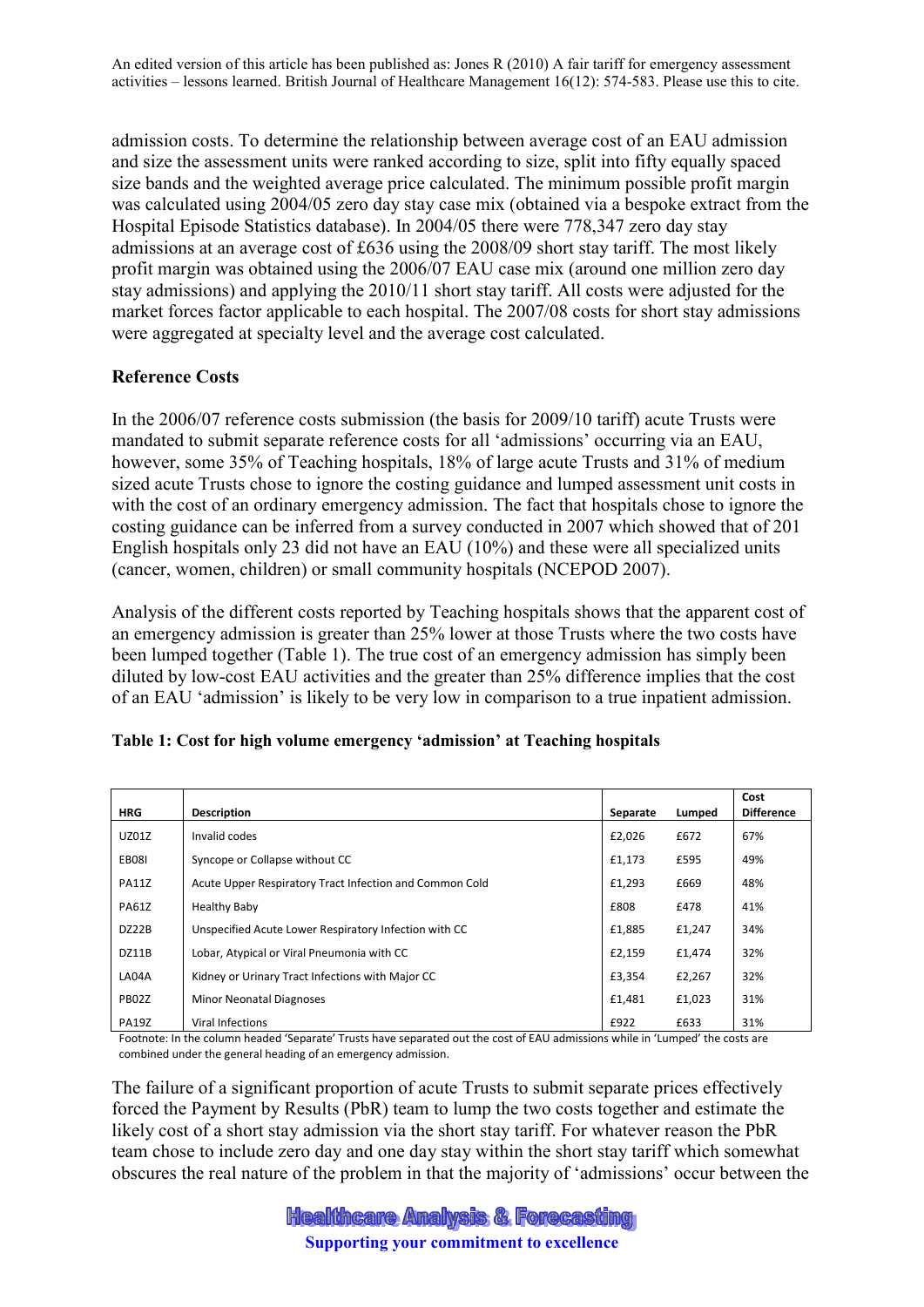admission costs. To determine the relationship between average cost of an EAU admission and size the assessment units were ranked according to size, split into fifty equally spaced size bands and the weighted average price calculated. The minimum possible profit margin was calculated using 2004/05 zero day stay case mix (obtained via a bespoke extract from the Hospital Episode Statistics database). In 2004/05 there were 778,347 zero day stay admissions at an average cost of £636 using the 2008/09 short stay tariff. The most likely profit margin was obtained using the 2006/07 EAU case mix (around one million zero day stay admissions) and applying the 2010/11 short stay tariff. All costs were adjusted for the market forces factor applicable to each hospital. The 2007/08 costs for short stay admissions were aggregated at specialty level and the average cost calculated.

## Reference Costs

In the 2006/07 reference costs submission (the basis for 2009/10 tariff) acute Trusts were mandated to submit separate reference costs for all 'admissions' occurring via an EAU, however, some 35% of Teaching hospitals, 18% of large acute Trusts and 31% of medium sized acute Trusts chose to ignore the costing guidance and lumped assessment unit costs in with the cost of an ordinary emergency admission. The fact that hospitals chose to ignore the costing guidance can be inferred from a survey conducted in 2007 which showed that of 201 English hospitals only 23 did not have an EAU (10%) and these were all specialized units (cancer, women, children) or small community hospitals (NCEPOD 2007).

Analysis of the different costs reported by Teaching hospitals shows that the apparent cost of an emergency admission is greater than 25% lower at those Trusts where the two costs have been lumped together (Table 1). The true cost of an emergency admission has simply been diluted by low-cost EAU activities and the greater than 25% difference implies that the cost of an EAU 'admission' is likely to be very low in comparison to a true inpatient admission.

**Table 1: Cost for high volume emergency 'admission' at Teaching hospitals**

| HRG | Description | Separate | Lumped | Cost Difference |
|---|---|---|---|---|
| UZ01Z | Invalid codes | £2,026 | £672 | 67% |
| EB08I | Syncope or Collapse without CC | £1,173 | £595 | 49% |
| PA11Z | Acute Upper Respiratory Tract Infection and Common Cold | £1,293 | £669 | 48% |
| PA61Z | Healthy Baby | £808 | £478 | 41% |
| DZ22B | Unspecified Acute Lower Respiratory Infection with CC | £1,885 | £1,247 | 34% |
| DZ11B | Lobar, Atypical or Viral Pneumonia with CC | £2,159 | £1,474 | 32% |
| LA04A | Kidney or Urinary Tract Infections with Major CC | £3,354 | £2,267 | 32% |
| PB02Z | Minor Neonatal Diagnoses | £1,481 | £1,023 | 31% |
| PA19Z | Viral Infections | £922 | £633 | 31% |

Footnote: In the column headed 'Separate' Trusts have separated out the cost of EAU admissions while in 'Lumped' the costs are combined under the general heading of an emergency admission.

The failure of a significant proportion of acute Trusts to submit separate prices effectively forced the Payment by Results (PbR) team to lump the two costs together and estimate the likely cost of a short stay admission via the short stay tariff. For whatever reason the PbR team chose to include zero day and one day stay within the short stay tariff which somewhat obscures the real nature of the problem in that the majority of 'admissions' occur between the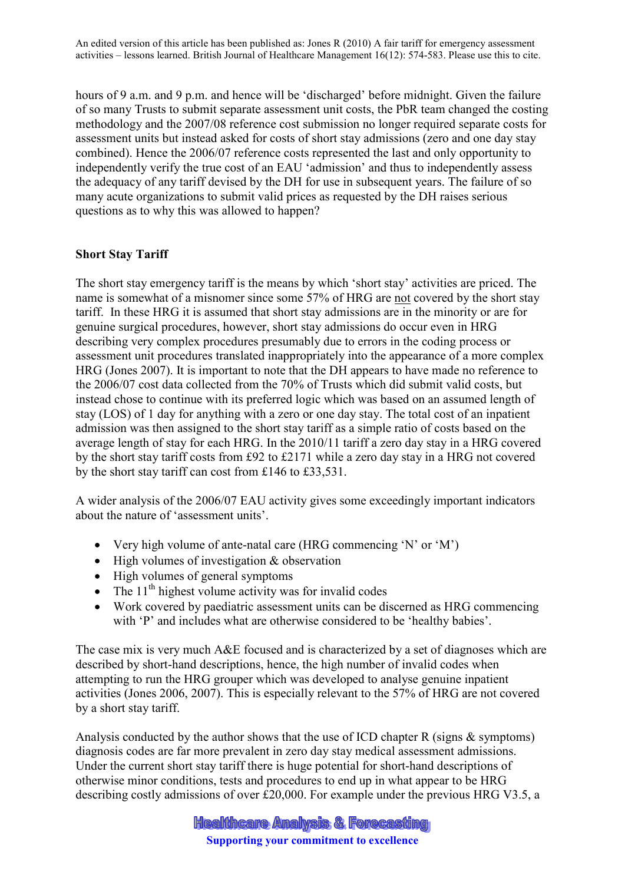hours of 9 a.m. and 9 p.m. and hence will be 'discharged' before midnight. Given the failure of so many Trusts to submit separate assessment unit costs, the PbR team changed the costing methodology and the 2007/08 reference cost submission no longer required separate costs for assessment units but instead asked for costs of short stay admissions (zero and one day stay combined). Hence the 2006/07 reference costs represented the last and only opportunity to independently verify the true cost of an EAU 'admission' and thus to independently assess the adequacy of any tariff devised by the DH for use in subsequent years. The failure of so many acute organizations to submit valid prices as requested by the DH raises serious questions as to why this was allowed to happen?

## Short Stay Tariff

The short stay emergency tariff is the means by which 'short stay' activities are priced. The name is somewhat of a misnomer since some 57% of HRG are not covered by the short stay tariff. In these HRG it is assumed that short stay admissions are in the minority or are for genuine surgical procedures, however, short stay admissions do occur even in HRG describing very complex procedures presumably due to errors in the coding process or assessment unit procedures translated inappropriately into the appearance of a more complex HRG (Jones 2007). It is important to note that the DH appears to have made no reference to the 2006/07 cost data collected from the 70% of Trusts which did submit valid costs, but instead chose to continue with its preferred logic which was based on an assumed length of stay (LOS) of 1 day for anything with a zero or one day stay. The total cost of an inpatient admission was then assigned to the short stay tariff as a simple ratio of costs based on the average length of stay for each HRG. In the 2010/11 tariff a zero day stay in a HRG covered by the short stay tariff costs from £92 to £2171 while a zero day stay in a HRG not covered by the short stay tariff can cost from £146 to £33,531.

A wider analysis of the 2006/07 EAU activity gives some exceedingly important indicators about the nature of 'assessment units'.

- Very high volume of ante-natal care (HRG commencing 'N' or 'M')
- High volumes of investigation & observation
- High volumes of general symptoms
- The 11th highest volume activity was for invalid codes
- Work covered by paediatric assessment units can be discerned as HRG commencing with 'P' and includes what are otherwise considered to be 'healthy babies'.

The case mix is very much A&E focused and is characterized by a set of diagnoses which are described by short-hand descriptions, hence, the high number of invalid codes when attempting to run the HRG grouper which was developed to analyse genuine inpatient activities (Jones 2006, 2007). This is especially relevant to the 57% of HRG are not covered by a short stay tariff.

Analysis conducted by the author shows that the use of ICD chapter R (signs & symptoms) diagnosis codes are far more prevalent in zero day stay medical assessment admissions. Under the current short stay tariff there is huge potential for short-hand descriptions of otherwise minor conditions, tests and procedures to end up in what appear to be HRG describing costly admissions of over £20,000. For example under the previous HRG V3.5, a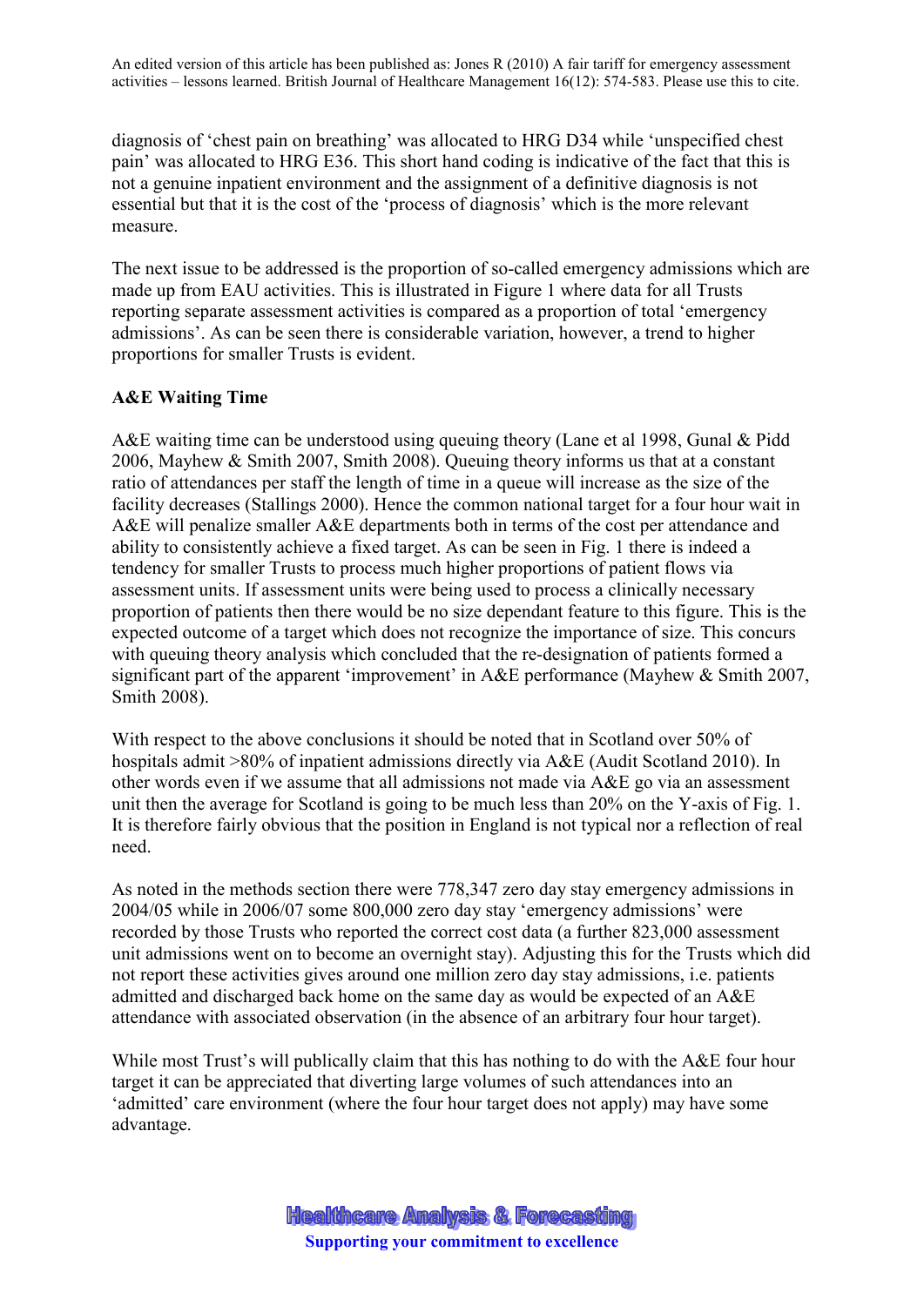diagnosis of 'chest pain on breathing' was allocated to HRG D34 while 'unspecified chest pain' was allocated to HRG E36. This short hand coding is indicative of the fact that this is not a genuine inpatient environment and the assignment of a definitive diagnosis is not essential but that it is the cost of the 'process of diagnosis' which is the more relevant measure.

The next issue to be addressed is the proportion of so-called emergency admissions which are made up from EAU activities. This is illustrated in Figure 1 where data for all Trusts reporting separate assessment activities is compared as a proportion of total 'emergency admissions'. As can be seen there is considerable variation, however, a trend to higher proportions for smaller Trusts is evident.

**A&E Waiting Time**

A&E waiting time can be understood using queuing theory (Lane et al 1998, Gunal & Pidd 2006, Mayhew & Smith 2007, Smith 2008). Queuing theory informs us that at a constant ratio of attendances per staff the length of time in a queue will increase as the size of the facility decreases (Stallings 2000). Hence the common national target for a four hour wait in A&E will penalize smaller A&E departments both in terms of the cost per attendance and ability to consistently achieve a fixed target. As can be seen in Fig. 1 there is indeed a tendency for smaller Trusts to process much higher proportions of patient flows via assessment units. If assessment units were being used to process a clinically necessary proportion of patients then there would be no size dependant feature to this figure. This is the expected outcome of a target which does not recognize the importance of size. This concurs with queuing theory analysis which concluded that the re-designation of patients formed a significant part of the apparent 'improvement' in A&E performance (Mayhew & Smith 2007, Smith 2008).

With respect to the above conclusions it should be noted that in Scotland over 50% of hospitals admit >80% of inpatient admissions directly via A&E (Audit Scotland 2010). In other words even if we assume that all admissions not made via A&E go via an assessment unit then the average for Scotland is going to be much less than 20% on the Y-axis of Fig. 1. It is therefore fairly obvious that the position in England is not typical nor a reflection of real need.

As noted in the methods section there were 778,347 zero day stay emergency admissions in 2004/05 while in 2006/07 some 800,000 zero day stay 'emergency admissions' were recorded by those Trusts who reported the correct cost data (a further 823,000 assessment unit admissions went on to become an overnight stay). Adjusting this for the Trusts which did not report these activities gives around one million zero day stay admissions, i.e. patients admitted and discharged back home on the same day as would be expected of an A&E attendance with associated observation (in the absence of an arbitrary four hour target).

While most Trust's will publically claim that this has nothing to do with the A&E four hour target it can be appreciated that diverting large volumes of such attendances into an 'admitted' care environment (where the four hour target does not apply) may have some advantage.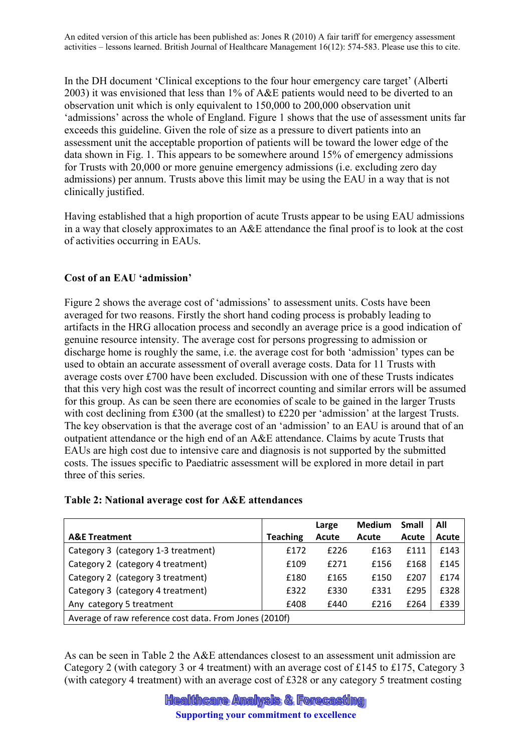In the DH document 'Clinical exceptions to the four hour emergency care target' (Alberti 2003) it was envisioned that less than 1% of A&E patients would need to be diverted to an observation unit which is only equivalent to 150,000 to 200,000 observation unit 'admissions' across the whole of England. Figure 1 shows that the use of assessment units far exceeds this guideline. Given the role of size as a pressure to divert patients into an assessment unit the acceptable proportion of patients will be toward the lower edge of the data shown in Fig. 1. This appears to be somewhere around 15% of emergency admissions for Trusts with 20,000 or more genuine emergency admissions (i.e. excluding zero day admissions) per annum. Trusts above this limit may be using the EAU in a way that is not clinically justified.

Having established that a high proportion of acute Trusts appear to be using EAU admissions in a way that closely approximates to an A&E attendance the final proof is to look at the cost of activities occurring in EAUs.

**Cost of an EAU 'admission'**

Figure 2 shows the average cost of 'admissions' to assessment units. Costs have been averaged for two reasons. Firstly the short hand coding process is probably leading to artifacts in the HRG allocation process and secondly an average price is a good indication of genuine resource intensity. The average cost for persons progressing to admission or discharge home is roughly the same, i.e. the average cost for both 'admission' types can be used to obtain an accurate assessment of overall average costs. Data for 11 Trusts with average costs over £700 have been excluded. Discussion with one of these Trusts indicates that this very high cost was the result of incorrect counting and similar errors will be assumed for this group. As can be seen there are economies of scale to be gained in the larger Trusts with cost declining from £300 (at the smallest) to £220 per 'admission' at the largest Trusts. The key observation is that the average cost of an 'admission' to an EAU is around that of an outpatient attendance or the high end of an A&E attendance. Claims by acute Trusts that EAUs are high cost due to intensive care and diagnosis is not supported by the submitted costs. The issues specific to Paediatric assessment will be explored in more detail in part three of this series.

**Table 2: National average cost for A&E attendances**

| A&E Treatment | Teaching | Large Acute | Medium Acute | Small Acute | All Acute |
|---|---|---|---|---|---|
| Category 3 (category 1-3 treatment) | £172 | £226 | £163 | £111 | £143 |
| Category 2 (category 4 treatment) | £109 | £271 | £156 | £168 | £145 |
| Category 2 (category 3 treatment) | £180 | £165 | £150 | £207 | £174 |
| Category 3 (category 4 treatment) | £322 | £330 | £331 | £295 | £328 |
| Any category 5 treatment | £408 | £440 | £216 | £264 | £339 |
| Average of raw reference cost data. From Jones (2010f) | | | | | |

As can be seen in Table 2 the A&E attendances closest to an assessment unit admission are Category 2 (with category 3 or 4 treatment) with an average cost of £145 to £175, Category 3 (with category 4 treatment) with an average cost of £328 or any category 5 treatment costing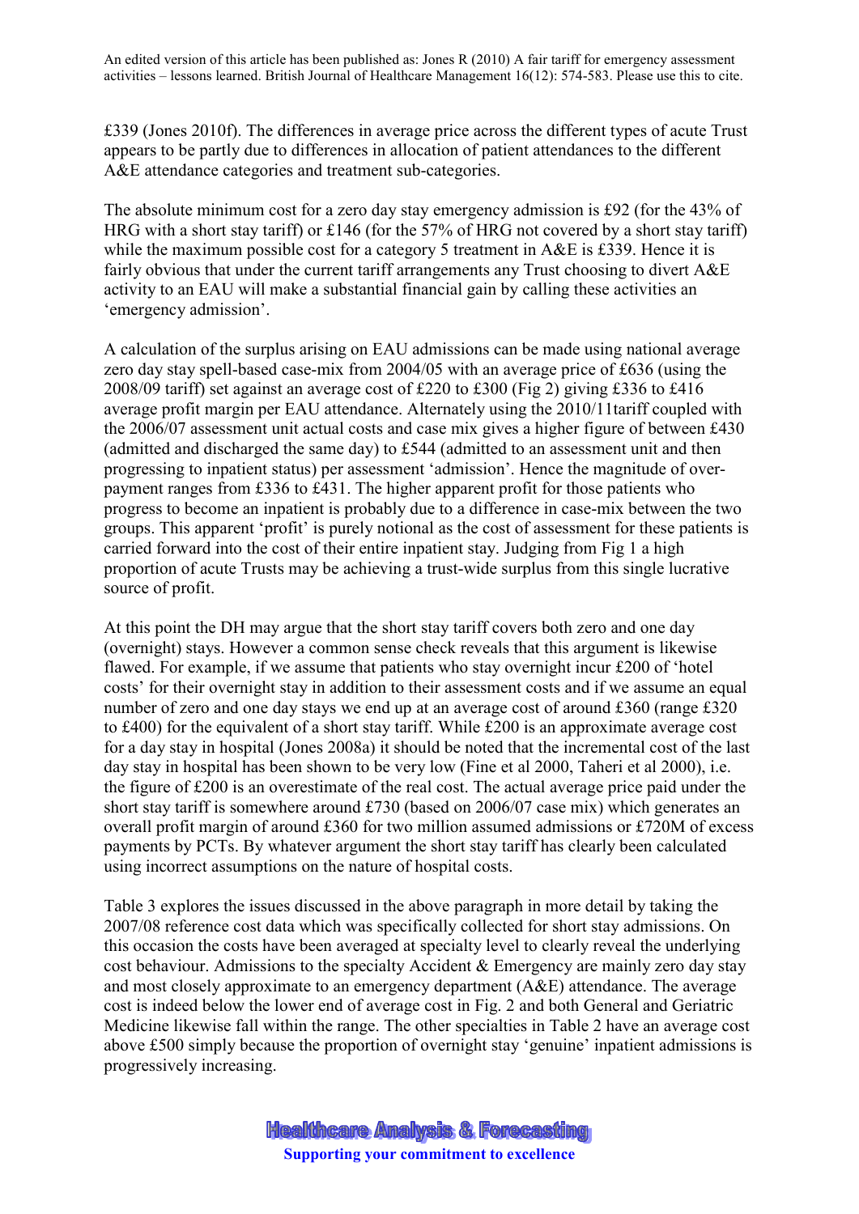£339 (Jones 2010f). The differences in average price across the different types of acute Trust appears to be partly due to differences in allocation of patient attendances to the different A&E attendance categories and treatment sub-categories.

The absolute minimum cost for a zero day stay emergency admission is £92 (for the 43% of HRG with a short stay tariff) or £146 (for the 57% of HRG not covered by a short stay tariff) while the maximum possible cost for a category 5 treatment in A&E is £339. Hence it is fairly obvious that under the current tariff arrangements any Trust choosing to divert A&E activity to an EAU will make a substantial financial gain by calling these activities an 'emergency admission'.

A calculation of the surplus arising on EAU admissions can be made using national average zero day stay spell-based case-mix from 2004/05 with an average price of £636 (using the 2008/09 tariff) set against an average cost of £220 to £300 (Fig 2) giving £336 to £416 average profit margin per EAU attendance. Alternately using the 2010/11tariff coupled with the 2006/07 assessment unit actual costs and case mix gives a higher figure of between £430 (admitted and discharged the same day) to £544 (admitted to an assessment unit and then progressing to inpatient status) per assessment 'admission'. Hence the magnitude of over-payment ranges from £336 to £431. The higher apparent profit for those patients who progress to become an inpatient is probably due to a difference in case-mix between the two groups. This apparent 'profit' is purely notional as the cost of assessment for these patients is carried forward into the cost of their entire inpatient stay. Judging from Fig 1 a high proportion of acute Trusts may be achieving a trust-wide surplus from this single lucrative source of profit.

At this point the DH may argue that the short stay tariff covers both zero and one day (overnight) stays. However a common sense check reveals that this argument is likewise flawed. For example, if we assume that patients who stay overnight incur £200 of 'hotel costs' for their overnight stay in addition to their assessment costs and if we assume an equal number of zero and one day stays we end up at an average cost of around £360 (range £320 to £400) for the equivalent of a short stay tariff. While £200 is an approximate average cost for a day stay in hospital (Jones 2008a) it should be noted that the incremental cost of the last day stay in hospital has been shown to be very low (Fine et al 2000, Taheri et al 2000), i.e. the figure of £200 is an overestimate of the real cost. The actual average price paid under the short stay tariff is somewhere around £730 (based on 2006/07 case mix) which generates an overall profit margin of around £360 for two million assumed admissions or £720M of excess payments by PCTs. By whatever argument the short stay tariff has clearly been calculated using incorrect assumptions on the nature of hospital costs.

Table 3 explores the issues discussed in the above paragraph in more detail by taking the 2007/08 reference cost data which was specifically collected for short stay admissions. On this occasion the costs have been averaged at specialty level to clearly reveal the underlying cost behaviour. Admissions to the specialty Accident & Emergency are mainly zero day stay and most closely approximate to an emergency department (A&E) attendance. The average cost is indeed below the lower end of average cost in Fig. 2 and both General and Geriatric Medicine likewise fall within the range. The other specialties in Table 2 have an average cost above £500 simply because the proportion of overnight stay 'genuine' inpatient admissions is progressively increasing.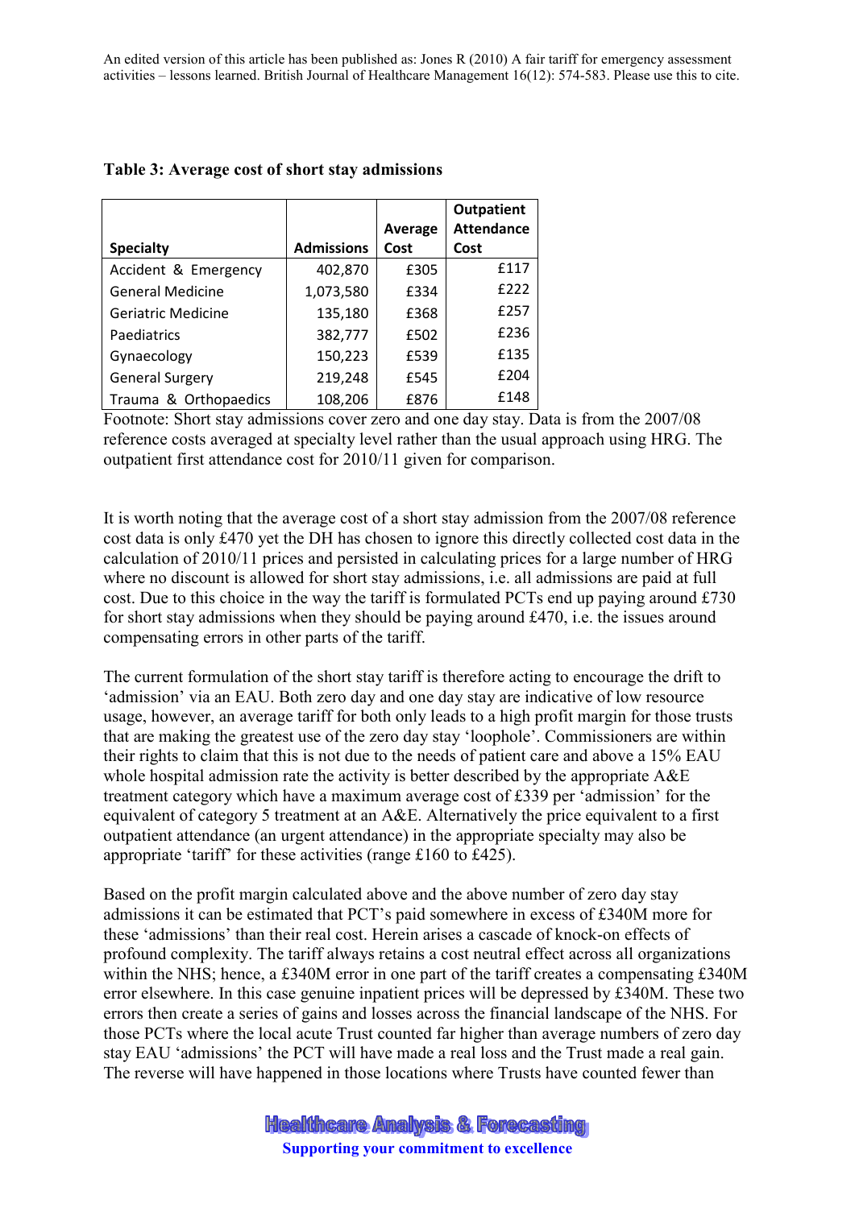**Table 3: Average cost of short stay admissions**

| Specialty | Admissions | Average Cost | Outpatient Attendance Cost |
|---|---|---|---|
| Accident & Emergency | 402,870 | £305 | £117 |
| General Medicine | 1,073,580 | £334 | £222 |
| Geriatric Medicine | 135,180 | £368 | £257 |
| Paediatrics | 382,777 | £502 | £236 |
| Gynaecology | 150,223 | £539 | £135 |
| General Surgery | 219,248 | £545 | £204 |
| Trauma & Orthopaedics | 108,206 | £876 | £148 |

Footnote: Short stay admissions cover zero and one day stay. Data is from the 2007/08 reference costs averaged at specialty level rather than the usual approach using HRG. The outpatient first attendance cost for 2010/11 given for comparison.

It is worth noting that the average cost of a short stay admission from the 2007/08 reference cost data is only £470 yet the DH has chosen to ignore this directly collected cost data in the calculation of 2010/11 prices and persisted in calculating prices for a large number of HRG where no discount is allowed for short stay admissions, i.e. all admissions are paid at full cost. Due to this choice in the way the tariff is formulated PCTs end up paying around £730 for short stay admissions when they should be paying around £470, i.e. the issues around compensating errors in other parts of the tariff.

The current formulation of the short stay tariff is therefore acting to encourage the drift to 'admission' via an EAU. Both zero day and one day stay are indicative of low resource usage, however, an average tariff for both only leads to a high profit margin for those trusts that are making the greatest use of the zero day stay 'loophole'. Commissioners are within their rights to claim that this is not due to the needs of patient care and above a 15% EAU whole hospital admission rate the activity is better described by the appropriate A&E treatment category which have a maximum average cost of £339 per 'admission' for the equivalent of category 5 treatment at an A&E. Alternatively the price equivalent to a first outpatient attendance (an urgent attendance) in the appropriate specialty may also be appropriate 'tariff' for these activities (range £160 to £425).

Based on the profit margin calculated above and the above number of zero day stay admissions it can be estimated that PCT's paid somewhere in excess of £340M more for these 'admissions' than their real cost. Herein arises a cascade of knock-on effects of profound complexity. The tariff always retains a cost neutral effect across all organizations within the NHS; hence, a £340M error in one part of the tariff creates a compensating £340M error elsewhere. In this case genuine inpatient prices will be depressed by £340M. These two errors then create a series of gains and losses across the financial landscape of the NHS. For those PCTs where the local acute Trust counted far higher than average numbers of zero day stay EAU 'admissions' the PCT will have made a real loss and the Trust made a real gain. The reverse will have happened in those locations where Trusts have counted fewer than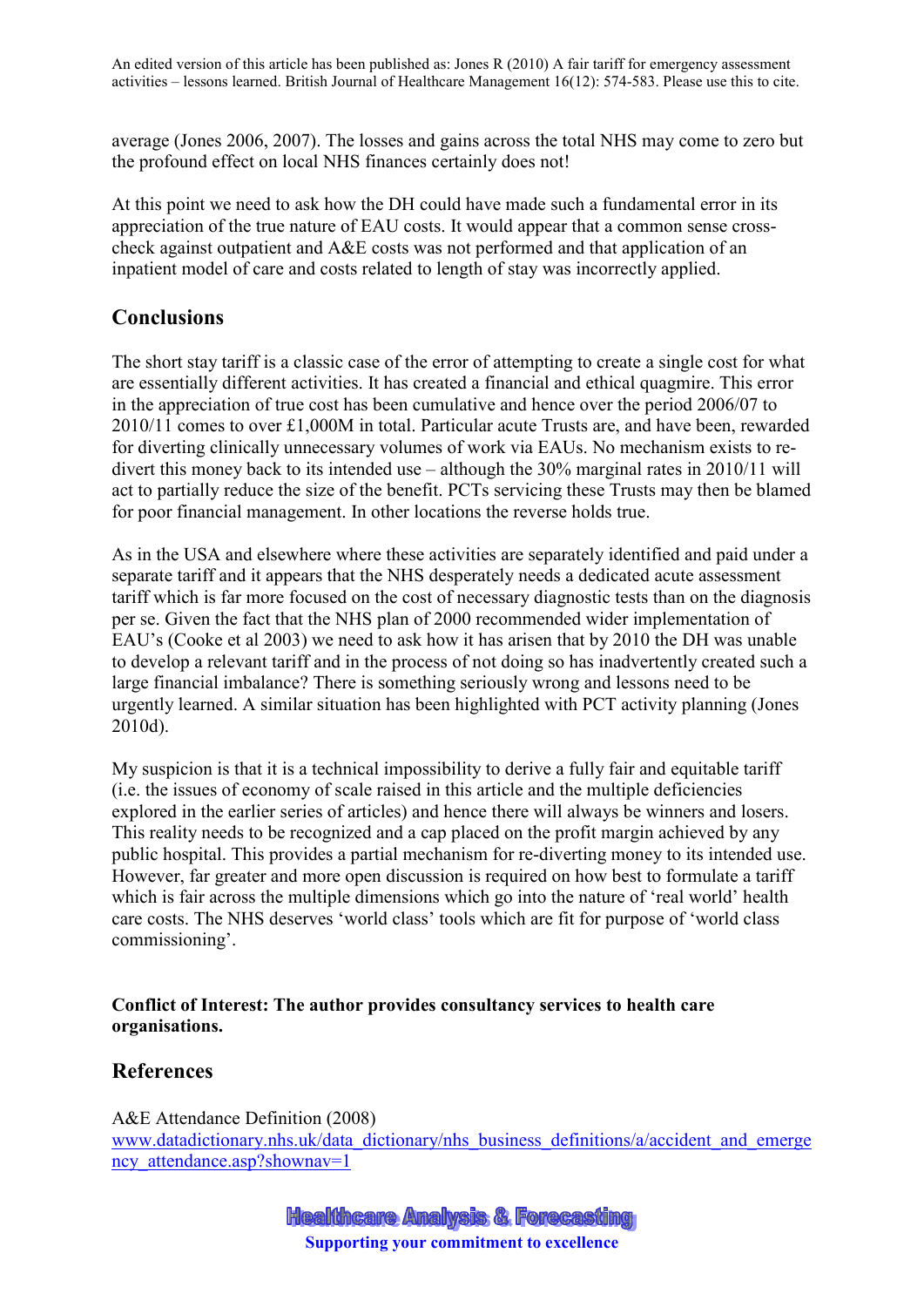average (Jones 2006, 2007). The losses and gains across the total NHS may come to zero but the profound effect on local NHS finances certainly does not!

At this point we need to ask how the DH could have made such a fundamental error in its appreciation of the true nature of EAU costs. It would appear that a common sense cross-check against outpatient and A&E costs was not performed and that application of an inpatient model of care and costs related to length of stay was incorrectly applied.

## Conclusions

The short stay tariff is a classic case of the error of attempting to create a single cost for what are essentially different activities. It has created a financial and ethical quagmire. This error in the appreciation of true cost has been cumulative and hence over the period 2006/07 to 2010/11 comes to over £1,000M in total. Particular acute Trusts are, and have been, rewarded for diverting clinically unnecessary volumes of work via EAUs. No mechanism exists to re-divert this money back to its intended use – although the 30% marginal rates in 2010/11 will act to partially reduce the size of the benefit. PCTs servicing these Trusts may then be blamed for poor financial management. In other locations the reverse holds true.

As in the USA and elsewhere where these activities are separately identified and paid under a separate tariff and it appears that the NHS desperately needs a dedicated acute assessment tariff which is far more focused on the cost of necessary diagnostic tests than on the diagnosis per se. Given the fact that the NHS plan of 2000 recommended wider implementation of EAU's (Cooke et al 2003) we need to ask how it has arisen that by 2010 the DH was unable to develop a relevant tariff and in the process of not doing so has inadvertently created such a large financial imbalance? There is something seriously wrong and lessons need to be urgently learned. A similar situation has been highlighted with PCT activity planning (Jones 2010d).

My suspicion is that it is a technical impossibility to derive a fully fair and equitable tariff (i.e. the issues of economy of scale raised in this article and the multiple deficiencies explored in the earlier series of articles) and hence there will always be winners and losers. This reality needs to be recognized and a cap placed on the profit margin achieved by any public hospital. This provides a partial mechanism for re-diverting money to its intended use. However, far greater and more open discussion is required on how best to formulate a tariff which is fair across the multiple dimensions which go into the nature of 'real world' health care costs. The NHS deserves 'world class' tools which are fit for purpose of 'world class commissioning'.

**Conflict of Interest: The author provides consultancy services to health care organisations.**

## References

A&E Attendance Definition (2008) www.datadictionary.nhs.uk/data_dictionary/nhs_business_definitions/a/accident_and_emergency_attendance.asp?shownav=1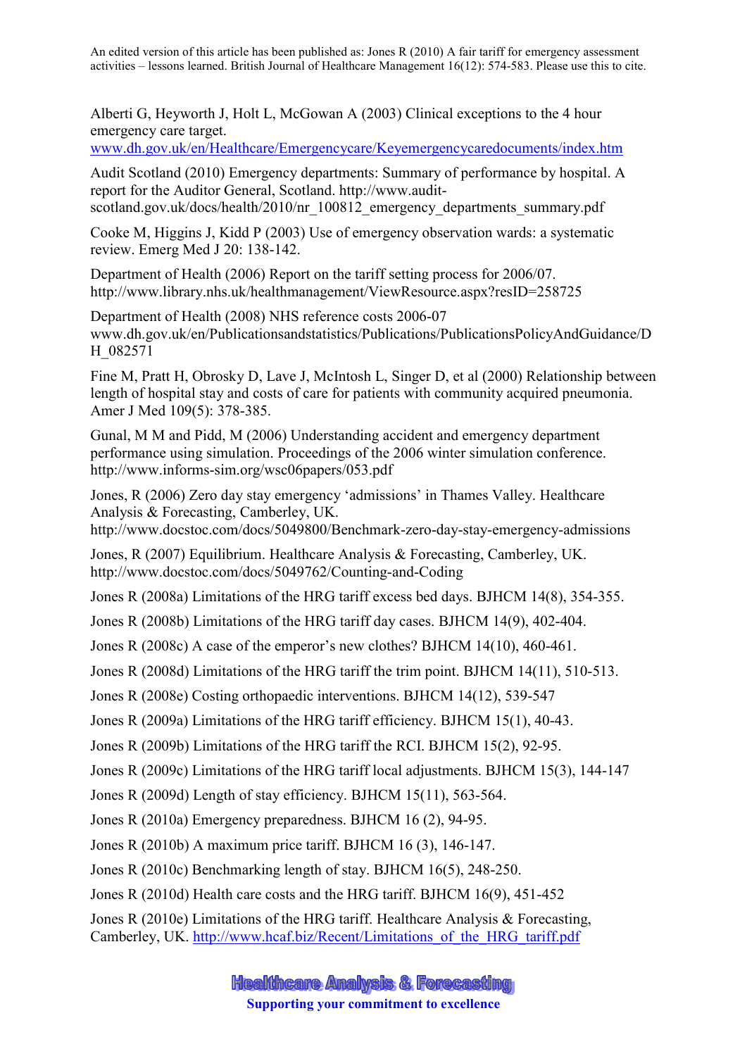Alberti G, Heyworth J, Holt L, McGowan A (2003) Clinical exceptions to the 4 hour emergency care target. www.dh.gov.uk/en/Healthcare/Emergencycare/Keyemergencycaredocuments/index.htm

Audit Scotland (2010) Emergency departments: Summary of performance by hospital. A report for the Auditor General, Scotland. http://www.audit-scotland.gov.uk/docs/health/2010/nr_100812_emergency_departments_summary.pdf

Cooke M, Higgins J, Kidd P (2003) Use of emergency observation wards: a systematic review. Emerg Med J 20: 138-142.

Department of Health (2006) Report on the tariff setting process for 2006/07. http://www.library.nhs.uk/healthmanagement/ViewResource.aspx?resID=258725

Department of Health (2008) NHS reference costs 2006-07 www.dh.gov.uk/en/Publicationsandstatistics/Publications/PublicationsPolicyAndGuidance/DH_082571

Fine M, Pratt H, Obrosky D, Lave J, McIntosh L, Singer D, et al (2000) Relationship between length of hospital stay and costs of care for patients with community acquired pneumonia. Amer J Med 109(5): 378-385.

Gunal, M M and Pidd, M (2006) Understanding accident and emergency department performance using simulation. Proceedings of the 2006 winter simulation conference. http://www.informs-sim.org/wsc06papers/053.pdf

Jones, R (2006) Zero day stay emergency 'admissions' in Thames Valley. Healthcare Analysis & Forecasting, Camberley, UK. http://www.docstoc.com/docs/5049800/Benchmark-zero-day-stay-emergency-admissions

Jones, R (2007) Equilibrium. Healthcare Analysis & Forecasting, Camberley, UK. http://www.docstoc.com/docs/5049762/Counting-and-Coding

Jones R (2008a) Limitations of the HRG tariff excess bed days. BJHCM 14(8), 354-355.

Jones R (2008b) Limitations of the HRG tariff day cases. BJHCM 14(9), 402-404.

Jones R (2008c) A case of the emperor's new clothes? BJHCM 14(10), 460-461.

Jones R (2008d) Limitations of the HRG tariff the trim point. BJHCM 14(11), 510-513.

Jones R (2008e) Costing orthopaedic interventions. BJHCM 14(12), 539-547

Jones R (2009a) Limitations of the HRG tariff efficiency. BJHCM 15(1), 40-43.

Jones R (2009b) Limitations of the HRG tariff the RCI. BJHCM 15(2), 92-95.

Jones R (2009c) Limitations of the HRG tariff local adjustments. BJHCM 15(3), 144-147

Jones R (2009d) Length of stay efficiency. BJHCM 15(11), 563-564.

Jones R (2010a) Emergency preparedness. BJHCM 16 (2), 94-95.

Jones R (2010b) A maximum price tariff. BJHCM 16 (3), 146-147.

Jones R (2010c) Benchmarking length of stay. BJHCM 16(5), 248-250.

Jones R (2010d) Health care costs and the HRG tariff. BJHCM 16(9), 451-452

Jones R (2010e) Limitations of the HRG tariff. Healthcare Analysis & Forecasting, Camberley, UK. http://www.hcaf.biz/Recent/Limitations_of_the_HRG_tariff.pdf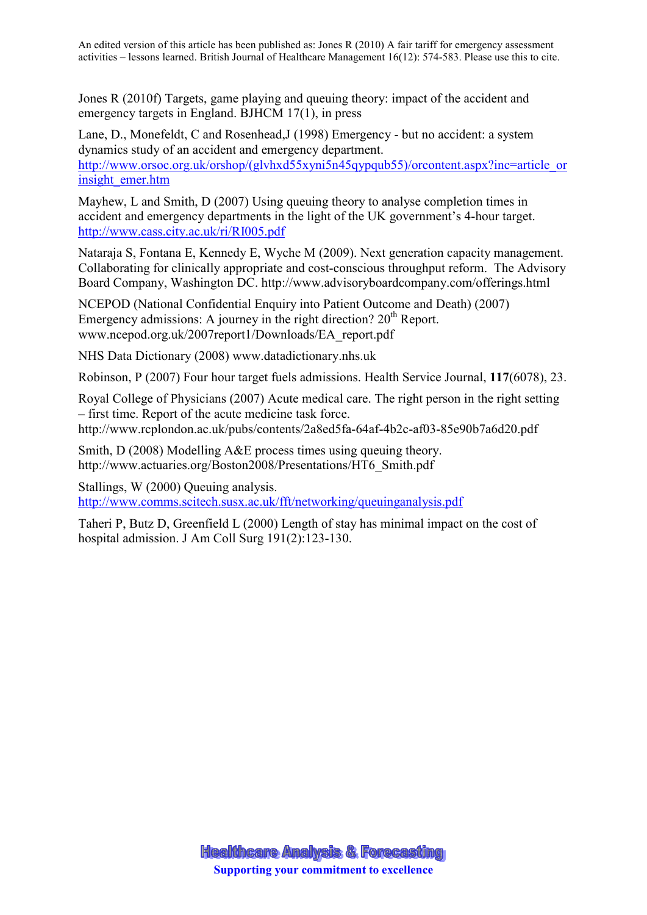Jones R (2010f) Targets, game playing and queuing theory: impact of the accident and emergency targets in England. BJHCM 17(1), in press

Lane, D., Monefeldt, C and Rosenhead,J (1998) Emergency - but no accident: a system dynamics study of an accident and emergency department. http://www.orsoc.org.uk/orshop/(glvhxd55xyni5n45qypqub55)/orcontent.aspx?inc=article_or insight_emer.htm

Mayhew, L and Smith, D (2007) Using queuing theory to analyse completion times in accident and emergency departments in the light of the UK government's 4-hour target. http://www.cass.city.ac.uk/ri/RI005.pdf

Nataraja S, Fontana E, Kennedy E, Wyche M (2009). Next generation capacity management. Collaborating for clinically appropriate and cost-conscious throughput reform. The Advisory Board Company, Washington DC. http://www.advisoryboardcompany.com/offerings.html

NCEPOD (National Confidential Enquiry into Patient Outcome and Death) (2007) Emergency admissions: A journey in the right direction? 20th Report. www.ncepod.org.uk/2007report1/Downloads/EA_report.pdf

NHS Data Dictionary (2008) www.datadictionary.nhs.uk

Robinson, P (2007) Four hour target fuels admissions. Health Service Journal, **117**(6078), 23.

Royal College of Physicians (2007) Acute medical care. The right person in the right setting – first time. Report of the acute medicine task force. http://www.rcplondon.ac.uk/pubs/contents/2a8ed5fa-64af-4b2c-af03-85e90b7a6d20.pdf

Smith, D (2008) Modelling A&E process times using queuing theory. http://www.actuaries.org/Boston2008/Presentations/HT6_Smith.pdf

Stallings, W (2000) Queuing analysis. http://www.comms.scitech.susx.ac.uk/fft/networking/queuinganalysis.pdf

Taheri P, Butz D, Greenfield L (2000) Length of stay has minimal impact on the cost of hospital admission. J Am Coll Surg 191(2):123-130.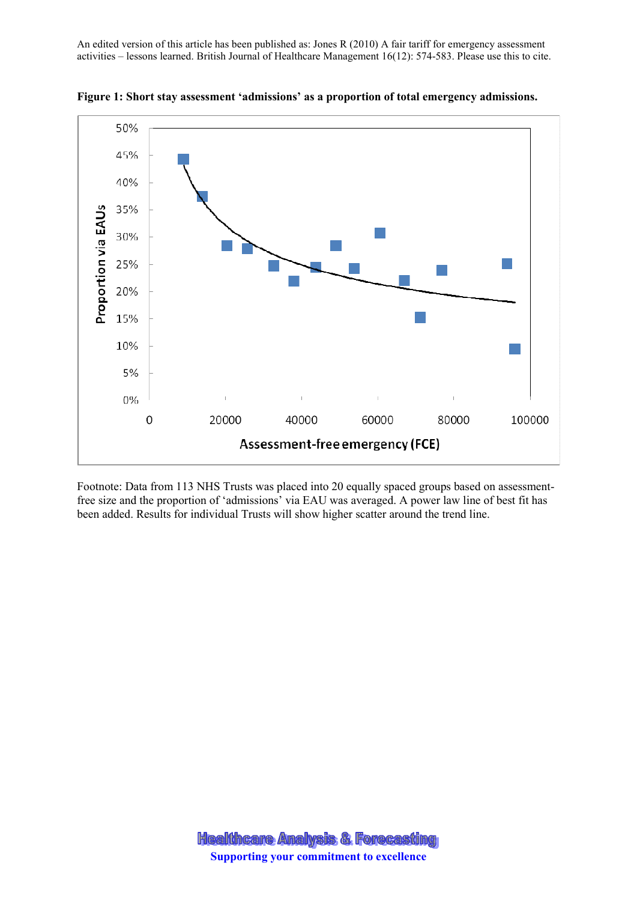**Figure 1: Short stay assessment 'admissions' as a proportion of total emergency admissions.**

Footnote: Data from 113 NHS Trusts was placed into 20 equally spaced groups based on assessment-free size and the proportion of 'admissions' via EAU was averaged. A power law line of best fit has been added. Results for individual Trusts will show higher scatter around the trend line.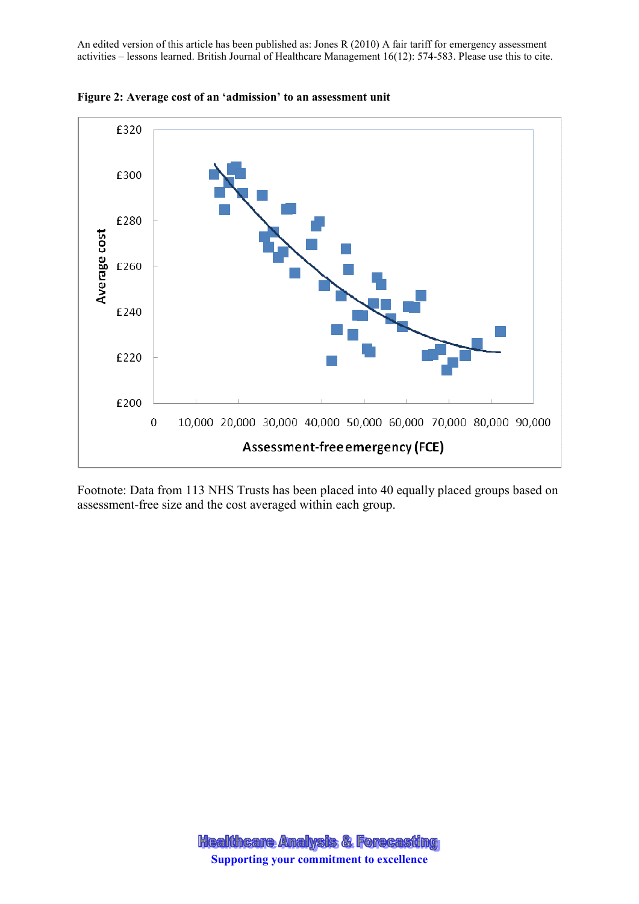**Figure 2: Average cost of an 'admission' to an assessment unit**

£320
£300
£280
£260
£240
£220
£200

Average cost

0
10,000
20,000
30,000
40,000
50,000
60,000
70,000
80,000
90,000

Assessment-free emergency (FCE)

Footnote: Data from 113 NHS Trusts has been placed into 40 equally placed groups based on assessment-free size and the cost averaged within each group.